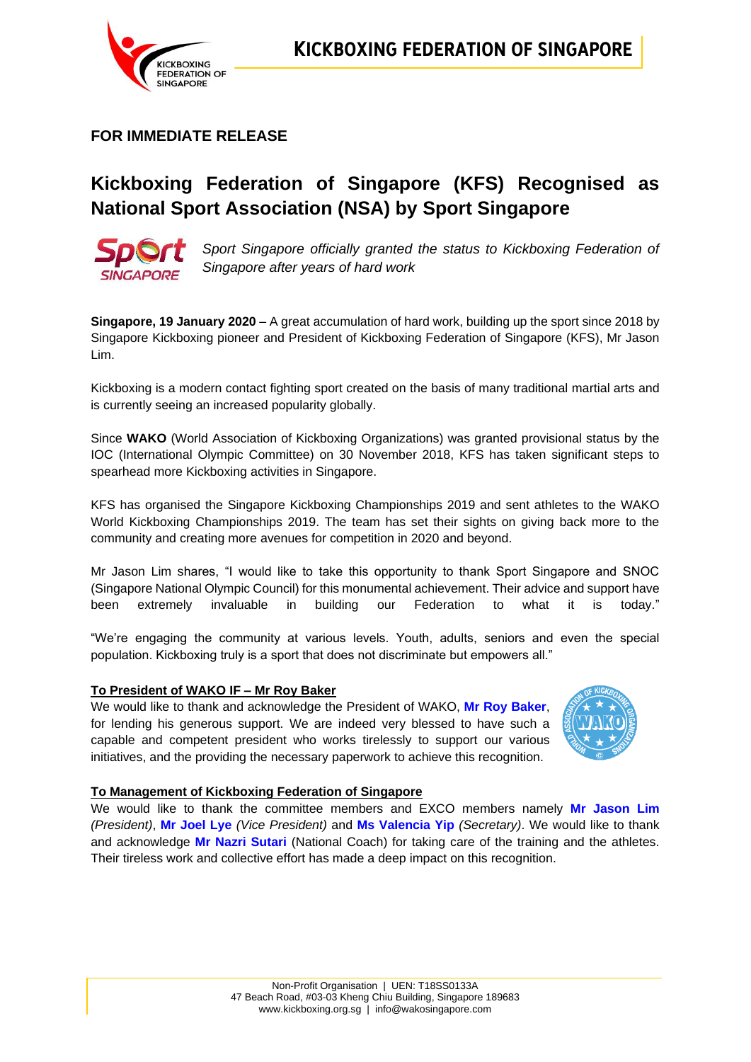**FOR IMMEDIATE RELEASE**

# Kickboxing Federation of Singapore (KFS) Recognised as National Sport Association (NSA) by Sport Singapore

*Sport Singapore officially granted the status to Kickboxing Federation of Singapore after years of hard work*

**Singapore, 19 January 2020** – A great accumulation of hard work, building up the sport since 2018 by Singapore Kickboxing pioneer and President of Kickboxing Federation of Singapore (KFS), Mr Jason Lim.

Kickboxing is a modern contact fighting sport created on the basis of many traditional martial arts and is currently seeing an increased popularity globally.

Since **WAKO** (World Association of Kickboxing Organizations) was granted provisional status by the IOC (International Olympic Committee) on 30 November 2018, KFS has taken significant steps to spearhead more Kickboxing activities in Singapore.

KFS has organised the Singapore Kickboxing Championships 2019 and sent athletes to the WAKO World Kickboxing Championships 2019. The team has set their sights on giving back more to the community and creating more avenues for competition in 2020 and beyond.

Mr Jason Lim shares, "I would like to take this opportunity to thank Sport Singapore and SNOC (Singapore National Olympic Council) for this monumental achievement. Their advice and support have been extremely invaluable in building our Federation to what it is today."

"We're engaging the community at various levels. Youth, adults, seniors and even the special population. Kickboxing truly is a sport that does not discriminate but empowers all."

**To President of WAKO IF – Mr Roy Baker**

We would like to thank and acknowledge the President of WAKO, **Mr Roy Baker**, for lending his generous support. We are indeed very blessed to have such a capable and competent president who works tirelessly to support our various initiatives, and the providing the necessary paperwork to achieve this recognition.

**To Management of Kickboxing Federation of Singapore**

We would like to thank the committee members and EXCO members namely **Mr Jason Lim** *(President)*, **Mr Joel Lye** *(Vice President)* and **Ms Valencia Yip** *(Secretary)*. We would like to thank and acknowledge **Mr Nazri Sutari** (National Coach) for taking care of the training and the athletes. Their tireless work and collective effort has made a deep impact on this recognition.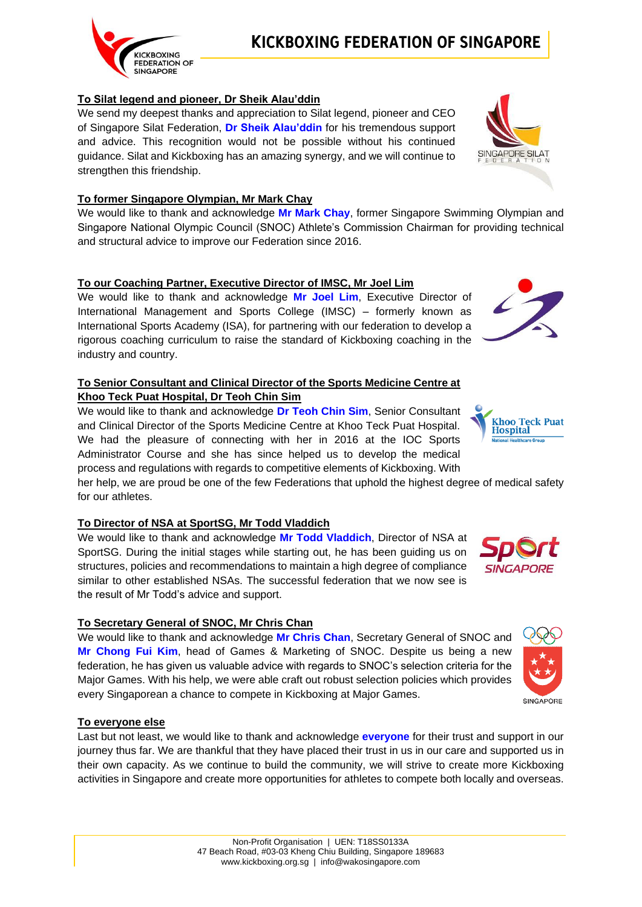### To Silat legend and pioneer, Dr Sheik Alau'ddin

We send my deepest thanks and appreciation to Silat legend, pioneer and CEO of Singapore Silat Federation, **Dr Sheik Alau'ddin** for his tremendous support and advice. This recognition would not be possible without his continued guidance. Silat and Kickboxing has an amazing synergy, and we will continue to strengthen this friendship.

### To former Singapore Olympian, Mr Mark Chay

We would like to thank and acknowledge **Mr Mark Chay**, former Singapore Swimming Olympian and Singapore National Olympic Council (SNOC) Athlete's Commission Chairman for providing technical and structural advice to improve our Federation since 2016.

### To our Coaching Partner, Executive Director of IMSC, Mr Joel Lim

We would like to thank and acknowledge **Mr Joel Lim**, Executive Director of International Management and Sports College (IMSC) – formerly known as International Sports Academy (ISA), for partnering with our federation to develop a rigorous coaching curriculum to raise the standard of Kickboxing coaching in the industry and country.

### To Senior Consultant and Clinical Director of the Sports Medicine Centre at Khoo Teck Puat Hospital, Dr Teoh Chin Sim

We would like to thank and acknowledge **Dr Teoh Chin Sim**, Senior Consultant and Clinical Director of the Sports Medicine Centre at Khoo Teck Puat Hospital. We had the pleasure of connecting with her in 2016 at the IOC Sports Administrator Course and she has since helped us to develop the medical process and regulations with regards to competitive elements of Kickboxing. With her help, we are proud be one of the few Federations that uphold the highest degree of medical safety for our athletes.

### To Director of NSA at SportSG, Mr Todd Vladdich

We would like to thank and acknowledge **Mr Todd Vladdich**, Director of NSA at SportSG. During the initial stages while starting out, he has been guiding us on structures, policies and recommendations to maintain a high degree of compliance similar to other established NSAs. The successful federation that we now see is the result of Mr Todd's advice and support.

### To Secretary General of SNOC, Mr Chris Chan

We would like to thank and acknowledge **Mr Chris Chan**, Secretary General of SNOC and **Mr Chong Fui Kim**, head of Games & Marketing of SNOC. Despite us being a new federation, he has given us valuable advice with regards to SNOC's selection criteria for the Major Games. With his help, we were able craft out robust selection policies which provides every Singaporean a chance to compete in Kickboxing at Major Games.

### To everyone else

Last but not least, we would like to thank and acknowledge **everyone** for their trust and support in our journey thus far. We are thankful that they have placed their trust in us in our care and supported us in their own capacity. As we continue to build the community, we will strive to create more Kickboxing activities in Singapore and create more opportunities for athletes to compete both locally and overseas.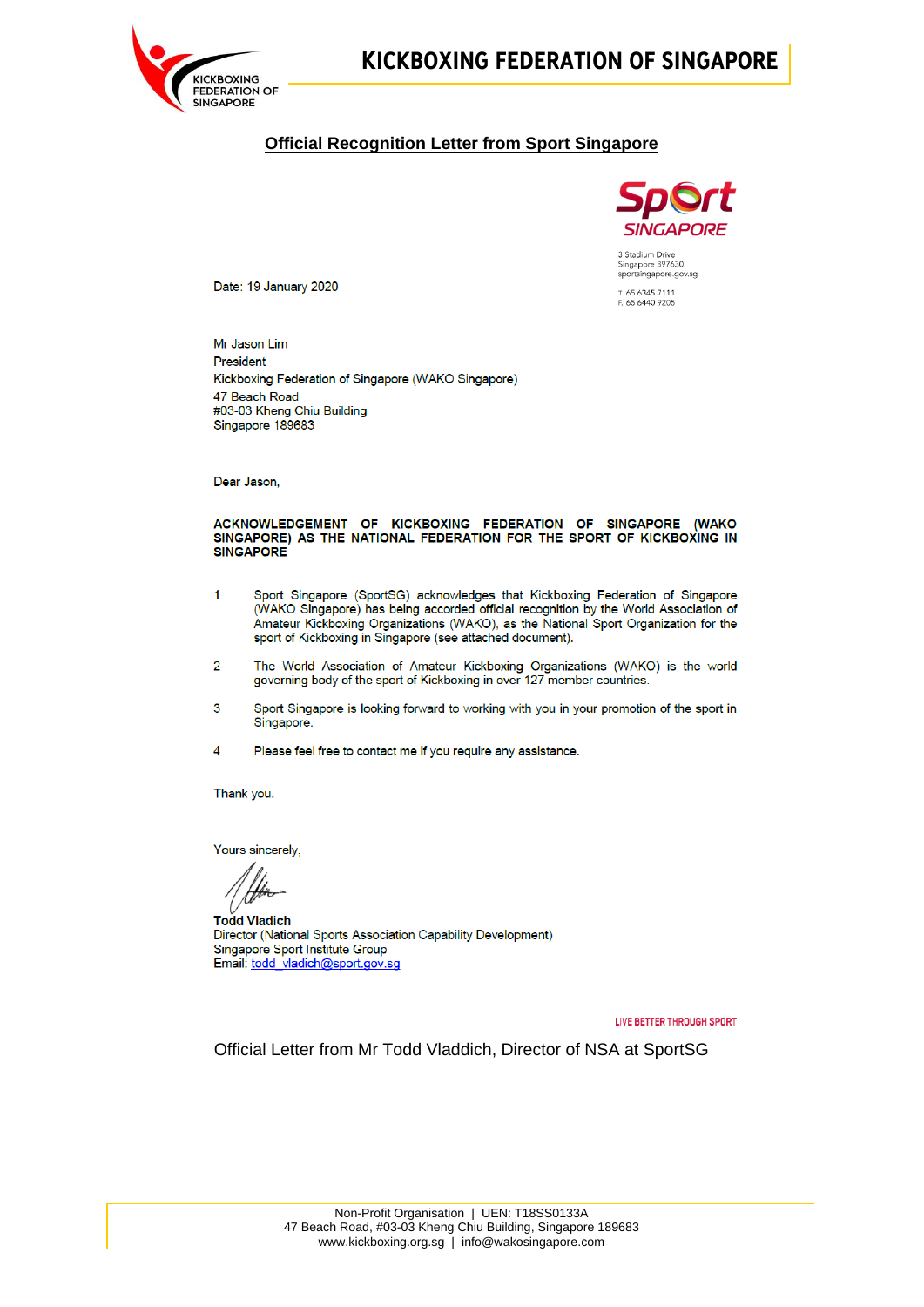## Official Recognition Letter from Sport Singapore

Sport SINGAPORE

3 Stadium Drive
Singapore 397630
sportsingapore.gov.sg

T. 65 6345 7111
F. 65 6440 9205

Date: 19 January 2020

Mr Jason Lim
President
Kickboxing Federation of Singapore (WAKO Singapore)
47 Beach Road
#03-03 Kheng Chiu Building
Singapore 189683

Dear Jason,

**ACKNOWLEDGEMENT OF KICKBOXING FEDERATION OF SINGAPORE (WAKO SINGAPORE) AS THE NATIONAL FEDERATION FOR THE SPORT OF KICKBOXING IN SINGAPORE**

1 Sport Singapore (SportSG) acknowledges that Kickboxing Federation of Singapore (WAKO Singapore) has being accorded official recognition by the World Association of Amateur Kickboxing Organizations (WAKO), as the National Sport Organization for the sport of Kickboxing in Singapore (see attached document).

2 The World Association of Amateur Kickboxing Organizations (WAKO) is the world governing body of the sport of Kickboxing in over 127 member countries.

3 Sport Singapore is looking forward to working with you in your promotion of the sport in Singapore.

4 Please feel free to contact me if you require any assistance.

Thank you.

Yours sincerely,

**Todd Vladich**
Director (National Sports Association Capability Development)
Singapore Sport Institute Group
Email: todd_vladich@sport.gov.sg

LIVE BETTER THROUGH SPORT

Official Letter from Mr Todd Vladdich, Director of NSA at SportSG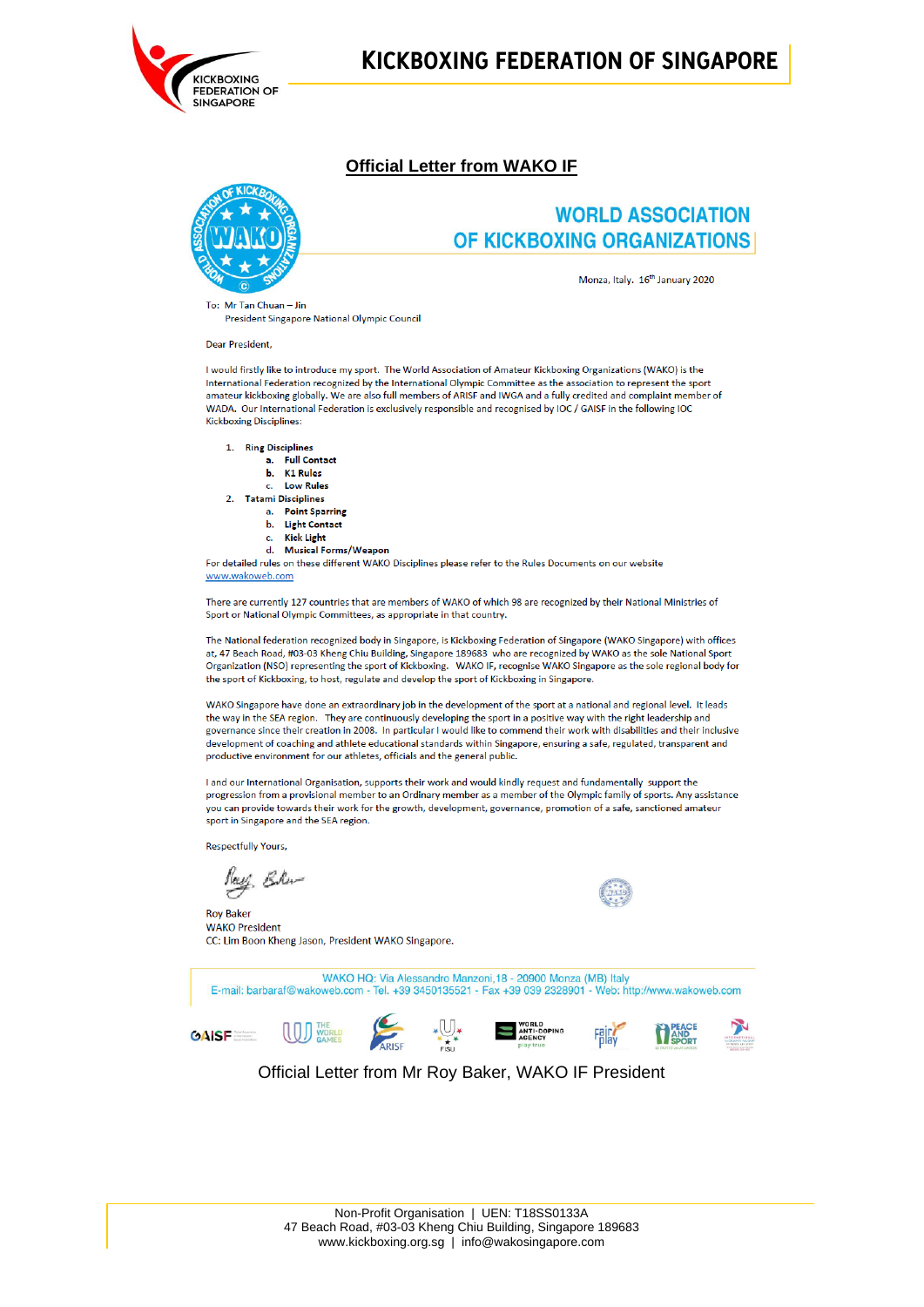# KICKBOXING FEDERATION OF SINGAPORE

## Official Letter from WAKO IF

**WORLD ASSOCIATION OF KICKBOXING ORGANIZATIONS**

Monza, Italy. 16th January 2020

To: Mr Tan Chuan – Jin
President Singapore National Olympic Council

Dear President,

I would firstly like to introduce my sport. The World Association of Amateur Kickboxing Organizations (WAKO) is the International Federation recognized by the International Olympic Committee as the association to represent the sport amateur kickboxing globally. We are also full members of ARISF and IWGA and a fully credited and complaint member of WADA. Our International Federation is exclusively responsible and recognised by IOC / GAISF in the following IOC Kickboxing Disciplines:

1. **Ring Disciplines**
   a. **Full Contact**
   b. **K1 Rules**
   c. **Low Rules**
2. **Tatami Disciplines**
   a. **Point Sparring**
   b. **Light Contact**
   c. **Kick Light**
   d. **Musical Forms/Weapon**

For detailed rules on these different WAKO Disciplines please refer to the Rules Documents on our website www.wakoweb.com

There are currently 127 countries that are members of WAKO of which 98 are recognized by their National Ministries of Sport or National Olympic Committees, as appropriate in that country.

The National federation recognized body in Singapore, is Kickboxing Federation of Singapore (WAKO Singapore) with offices at, 47 Beach Road, #03-03 Kheng Chiu Building, Singapore 189683 who are recognized by WAKO as the sole National Sport Organization (NSO) representing the sport of Kickboxing. WAKO IF, recognise WAKO Singapore as the sole regional body for the sport of Kickboxing, to host, regulate and develop the sport of Kickboxing in Singapore.

WAKO Singapore have done an extraordinary job in the development of the sport at a national and regional level. It leads the way in the SEA region. They are continuously developing the sport in a positive way with the right leadership and governance since their creation in 2008. In particular I would like to commend their work with disabilities and their inclusive development of coaching and athlete educational standards within Singapore, ensuring a safe, regulated, transparent and productive environment for our athletes, officials and the general public.

I and our International Organisation, supports their work and would kindly request and fundamentally support the progression from a provisional member to an Ordinary member as a member of the Olympic family of sports. Any assistance you can provide towards their work for the growth, development, governance, promotion of a safe, sanctioned amateur sport in Singapore and the SEA region.

Respectfully Yours,

Roy Baker
WAKO President
CC: Lim Boon Kheng Jason, President WAKO Singapore.

WAKO HQ: Via Alessandro Manzoni,18 - 20900 Monza (MB) Italy
E-mail: barbaraf@wakoweb.com - Tel. +39 3450135521 - Fax +39 039 2328901 - Web: http://www.wakoweb.com

Official Letter from Mr Roy Baker, WAKO IF President

Non-Profit Organisation | UEN: T18SS0133A
47 Beach Road, #03-03 Kheng Chiu Building, Singapore 189683
www.kickboxing.org.sg | info@wakosingapore.com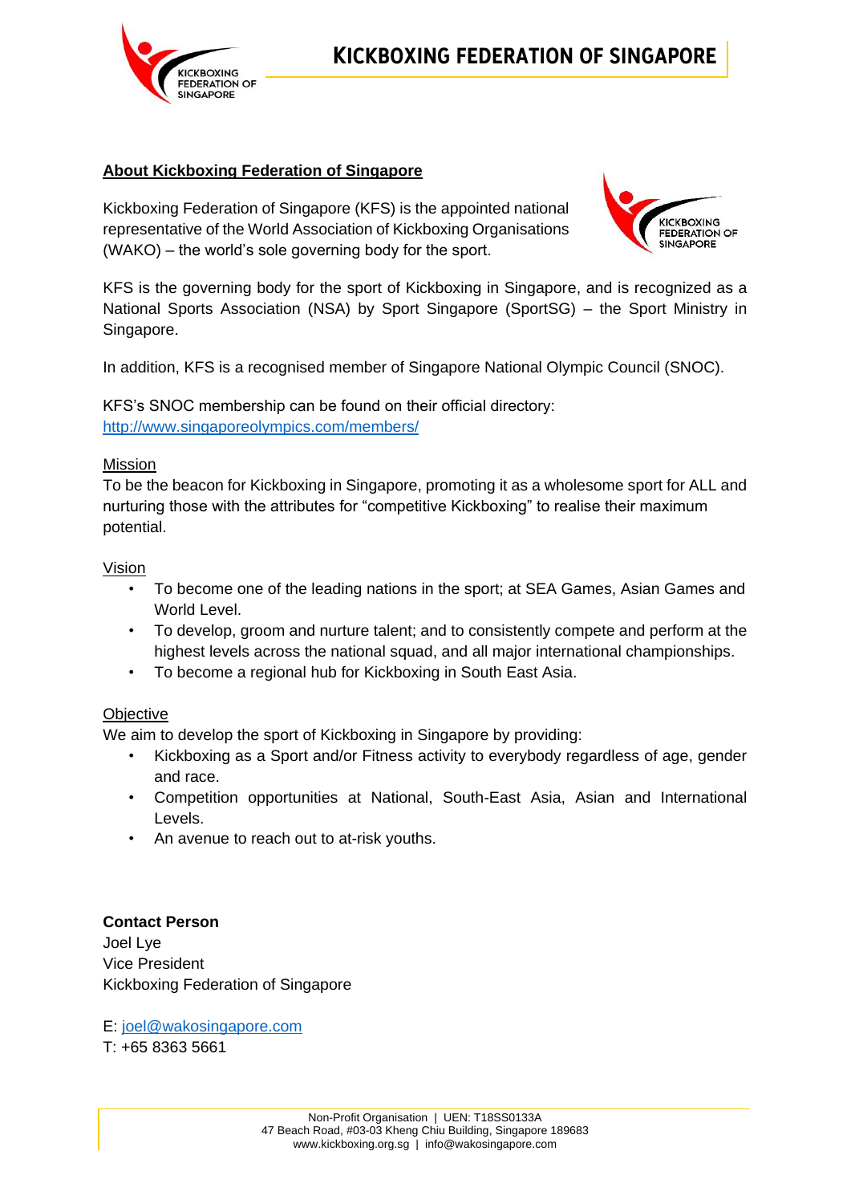## About Kickboxing Federation of Singapore

Kickboxing Federation of Singapore (KFS) is the appointed national representative of the World Association of Kickboxing Organisations (WAKO) – the world's sole governing body for the sport.

KFS is the governing body for the sport of Kickboxing in Singapore, and is recognized as a National Sports Association (NSA) by Sport Singapore (SportSG) – the Sport Ministry in Singapore.

In addition, KFS is a recognised member of Singapore National Olympic Council (SNOC).

KFS's SNOC membership can be found on their official directory:
http://www.singaporeolympics.com/members/

### Mission

To be the beacon for Kickboxing in Singapore, promoting it as a wholesome sport for ALL and nurturing those with the attributes for "competitive Kickboxing" to realise their maximum potential.

### Vision

- To become one of the leading nations in the sport; at SEA Games, Asian Games and World Level.
- To develop, groom and nurture talent; and to consistently compete and perform at the highest levels across the national squad, and all major international championships.
- To become a regional hub for Kickboxing in South East Asia.

### Objective

We aim to develop the sport of Kickboxing in Singapore by providing:

- Kickboxing as a Sport and/or Fitness activity to everybody regardless of age, gender and race.
- Competition opportunities at National, South-East Asia, Asian and International Levels.
- An avenue to reach out to at-risk youths.

**Contact Person**
Joel Lye
Vice President
Kickboxing Federation of Singapore

E: joel@wakosingapore.com
T: +65 8363 5661